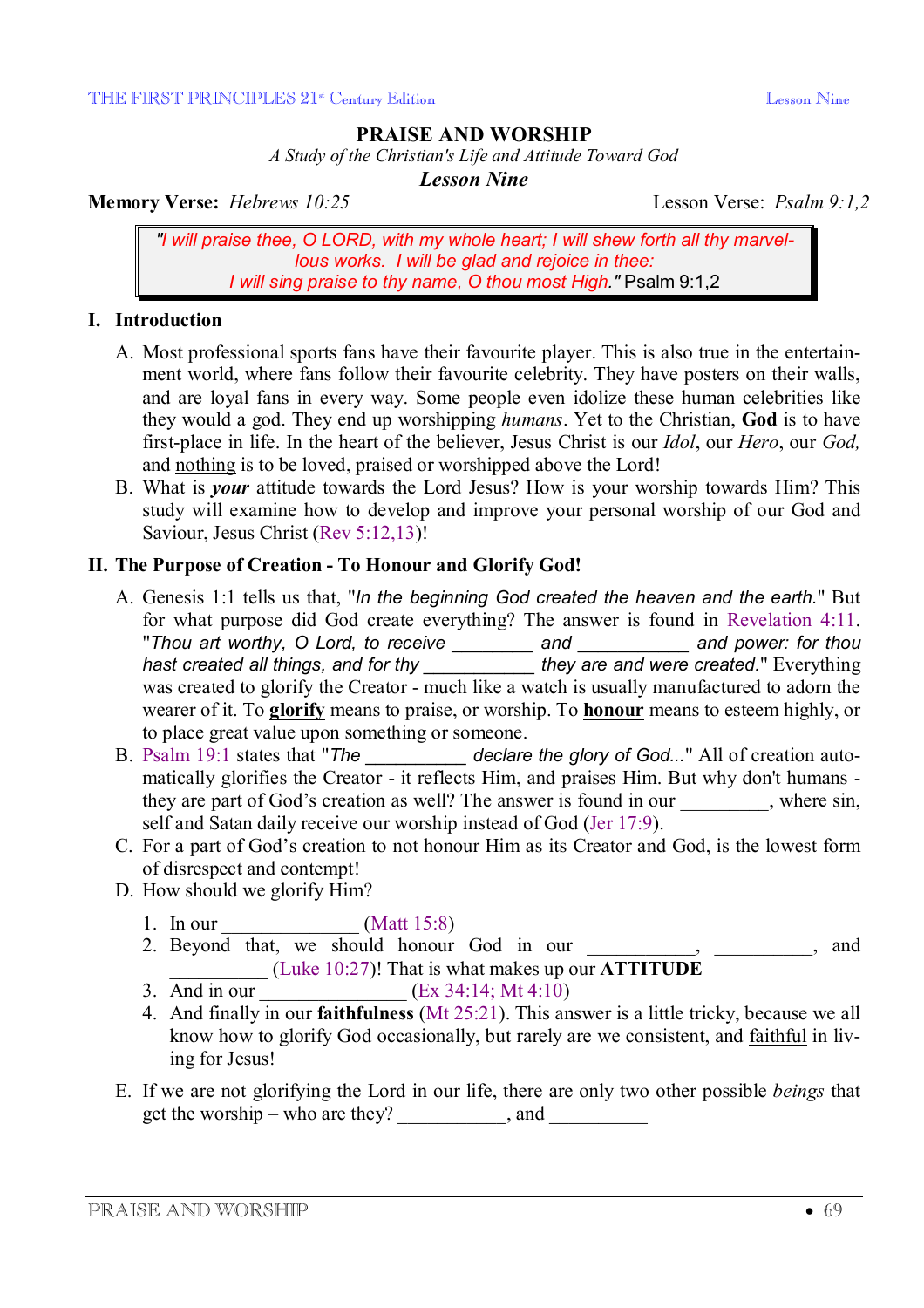# PRAISE AND WORSHIP

*A Study of the Christian's Life and Attitude Toward God*

***Lesson Nine***

**Memory Verse:** *Hebrews 10:25* Lesson Verse: *Psalm 9:1,2*

> *"I will praise thee, O LORD, with my whole heart; I will shew forth all thy marvellous works. I will be glad and rejoice in thee: I will sing praise to thy name, O thou most High."* Psalm 9:1,2

## I. Introduction

A. Most professional sports fans have their favourite player. This is also true in the entertainment world, where fans follow their favourite celebrity. They have posters on their walls, and are loyal fans in every way. Some people even idolize these human celebrities like they would a god. They end up worshipping *humans*. Yet to the Christian, **God** is to have first-place in life. In the heart of the believer, Jesus Christ is our *Idol*, our *Hero*, our *God,* and nothing is to be loved, praised or worshipped above the Lord!

B. What is ***your*** attitude towards the Lord Jesus? How is your worship towards Him? This study will examine how to develop and improve your personal worship of our God and Saviour, Jesus Christ (Rev 5:12,13)!

## II. The Purpose of Creation - To Honour and Glorify God!

A. Genesis 1:1 tells us that, "*In the beginning God created the heaven and the earth.*" But for what purpose did God create everything? The answer is found in Revelation 4:11. "*Thou art worthy, O Lord, to receive ________ and ___________ and power: for thou hast created all things, and for thy ___________ they are and were created.*" Everything was created to glorify the Creator - much like a watch is usually manufactured to adorn the wearer of it. To **glorify** means to praise, or worship. To **honour** means to esteem highly, or to place great value upon something or someone.

B. Psalm 19:1 states that "*The __________ declare the glory of God...*" All of creation automatically glorifies the Creator - it reflects Him, and praises Him. But why don't humans - they are part of God's creation as well? The answer is found in our _________, where sin, self and Satan daily receive our worship instead of God (Jer 17:9).

C. For a part of God's creation to not honour Him as its Creator and God, is the lowest form of disrespect and contempt!

D. How should we glorify Him?

1. In our ______________ (Matt 15:8)
2. Beyond that, we should honour God in our ___________, __________, and __________ (Luke 10:27)! That is what makes up our **ATTITUDE**
3. And in our _______________ (Ex 34:14; Mt 4:10)
4. And finally in our **faithfulness** (Mt 25:21). This answer is a little tricky, because we all know how to glorify God occasionally, but rarely are we consistent, and faithful in living for Jesus!

E. If we are not glorifying the Lord in our life, there are only two other possible *beings* that get the worship – who are they? ___________, and __________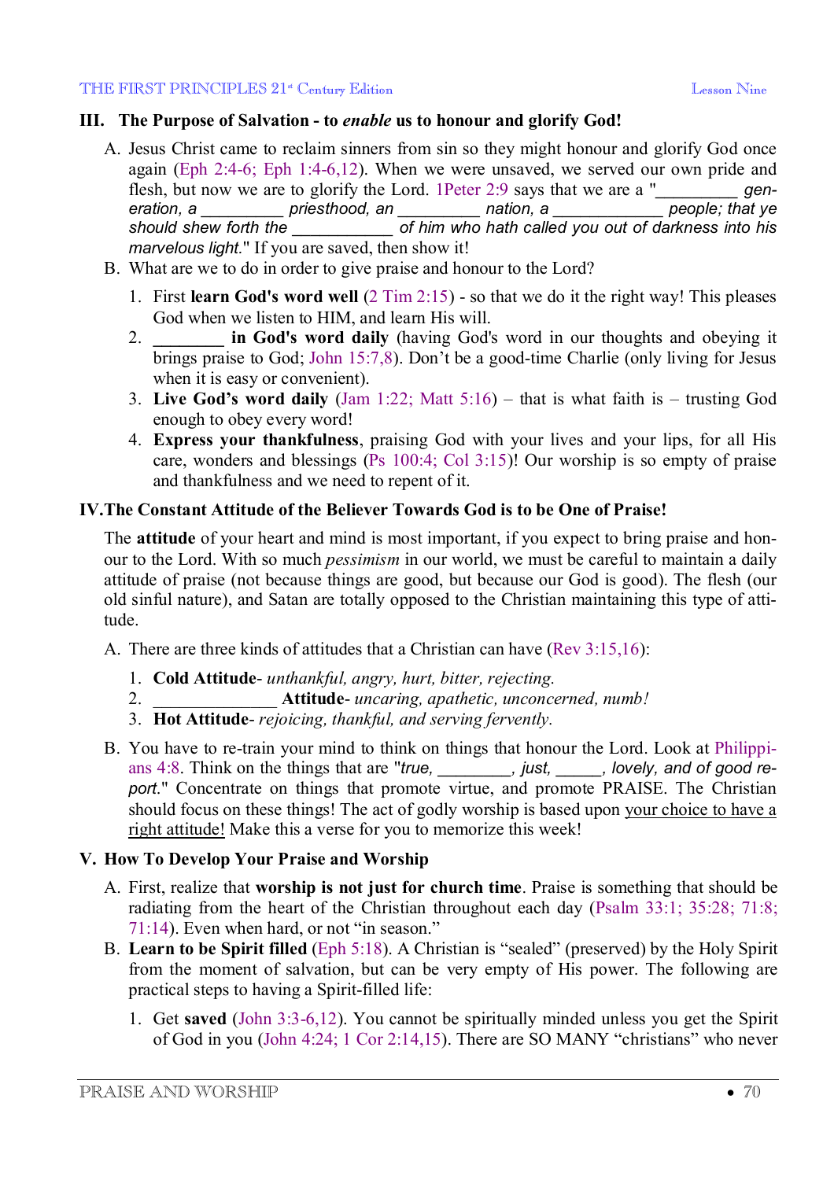## III. The Purpose of Salvation - to *enable* us to honour and glorify God!

A. Jesus Christ came to reclaim sinners from sin so they might honour and glorify God once again (Eph 2:4-6; Eph 1:4-6,12). When we were unsaved, we served our own pride and flesh, but now we are to glorify the Lord. 1Peter 2:9 says that we are a "_________ *generation, a* _________ *priesthood, an* _________ *nation, a* ____________ *people; that ye should shew forth the* ___________ *of him who hath called you out of darkness into his marvelous light.*" If you are saved, then show it!

B. What are we to do in order to give praise and honour to the Lord?

   1. First **learn God's word well** (2 Tim 2:15) - so that we do it the right way! This pleases God when we listen to HIM, and learn His will.
   2. **________ in God's word daily** (having God's word in our thoughts and obeying it brings praise to God; John 15:7,8). Don't be a good-time Charlie (only living for Jesus when it is easy or convenient).
   3. **Live God's word daily** (Jam 1:22; Matt 5:16) – that is what faith is – trusting God enough to obey every word!
   4. **Express your thankfulness**, praising God with your lives and your lips, for all His care, wonders and blessings (Ps 100:4; Col 3:15)! Our worship is so empty of praise and thankfulness and we need to repent of it.

## IV. The Constant Attitude of the Believer Towards God is to be One of Praise!

The **attitude** of your heart and mind is most important, if you expect to bring praise and honour to the Lord. With so much *pessimism* in our world, we must be careful to maintain a daily attitude of praise (not because things are good, but because our God is good). The flesh (our old sinful nature), and Satan are totally opposed to the Christian maintaining this type of attitude.

A. There are three kinds of attitudes that a Christian can have (Rev 3:15,16):

   1. **Cold Attitude**- *unthankful, angry, hurt, bitter, rejecting.*
   2. ______________ **Attitude**- *uncaring, apathetic, unconcerned, numb!*
   3. **Hot Attitude**- *rejoicing, thankful, and serving fervently.*

B. You have to re-train your mind to think on things that honour the Lord. Look at Philippians 4:8. Think on the things that are "*true,* ________, *just,* _____, *lovely, and of good report.*" Concentrate on things that promote virtue, and promote PRAISE. The Christian should focus on these things! The act of godly worship is based upon <u>your choice to have a right attitude!</u> Make this a verse for you to memorize this week!

## V. How To Develop Your Praise and Worship

A. First, realize that **worship is not just for church time**. Praise is something that should be radiating from the heart of the Christian throughout each day (Psalm 33:1; 35:28; 71:8; 71:14). Even when hard, or not "in season."

B. **Learn to be Spirit filled** (Eph 5:18). A Christian is "sealed" (preserved) by the Holy Spirit from the moment of salvation, but can be very empty of His power. The following are practical steps to having a Spirit-filled life:

   1. Get **saved** (John 3:3-6,12). You cannot be spiritually minded unless you get the Spirit of God in you (John 4:24; 1 Cor 2:14,15). There are SO MANY "christians" who never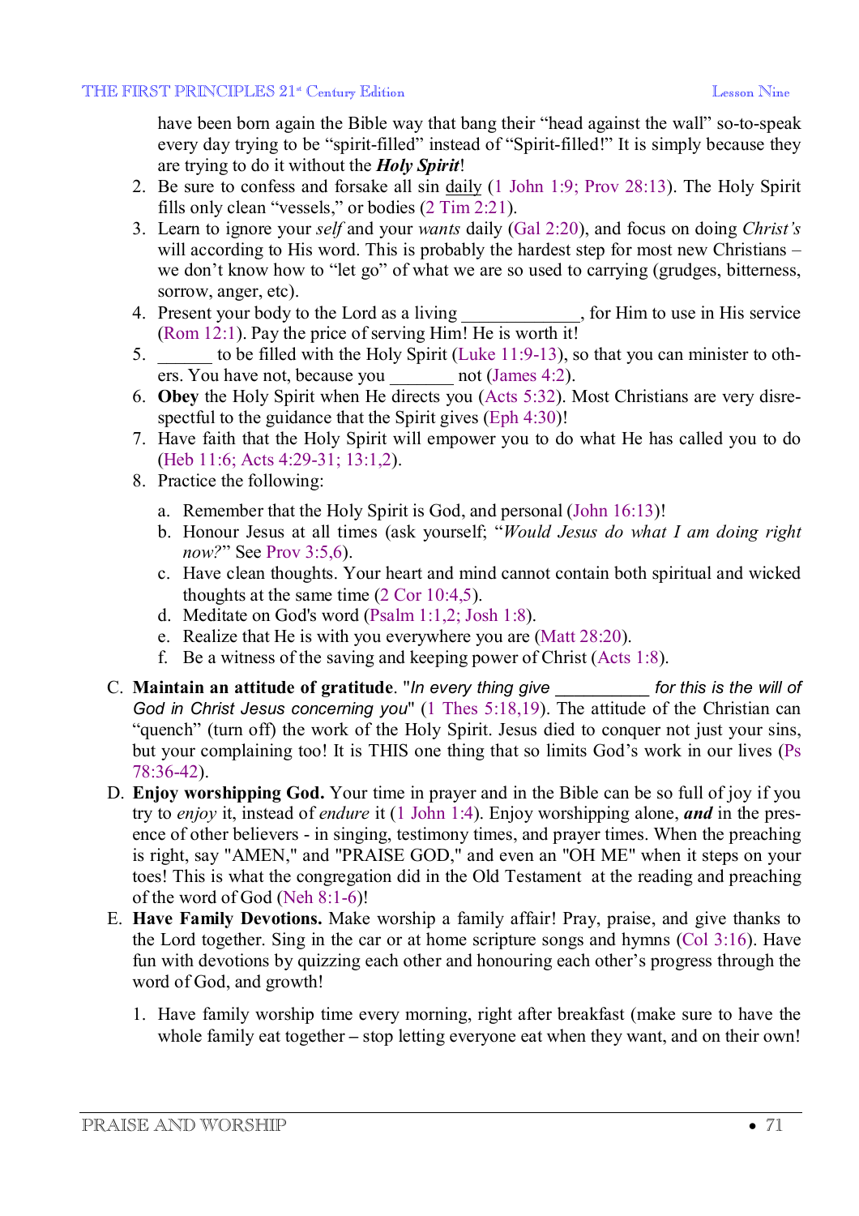have been born again the Bible way that bang their "head against the wall" so-to-speak every day trying to be "spirit-filled" instead of "Spirit-filled!" It is simply because they are trying to do it without the ***Holy Spirit***!

2. Be sure to confess and forsake all sin daily (1 John 1:9; Prov 28:13). The Holy Spirit fills only clean "vessels," or bodies (2 Tim 2:21).
3. Learn to ignore your *self* and your *wants* daily (Gal 2:20), and focus on doing *Christ's* will according to His word. This is probably the hardest step for most new Christians – we don't know how to "let go" of what we are so used to carrying (grudges, bitterness, sorrow, anger, etc).
4. Present your body to the Lord as a living _____________, for Him to use in His service (Rom 12:1). Pay the price of serving Him! He is worth it!
5. ______ to be filled with the Holy Spirit (Luke 11:9-13), so that you can minister to others. You have not, because you _______ not (James 4:2).
6. **Obey** the Holy Spirit when He directs you (Acts 5:32). Most Christians are very disrespectful to the guidance that the Spirit gives (Eph 4:30)!
7. Have faith that the Holy Spirit will empower you to do what He has called you to do (Heb 11:6; Acts 4:29-31; 13:1,2).
8. Practice the following:
   a. Remember that the Holy Spirit is God, and personal (John 16:13)!
   b. Honour Jesus at all times (ask yourself; "*Would Jesus do what I am doing right now?*" See Prov 3:5,6).
   c. Have clean thoughts. Your heart and mind cannot contain both spiritual and wicked thoughts at the same time (2 Cor 10:4,5).
   d. Meditate on God's word (Psalm 1:1,2; Josh 1:8).
   e. Realize that He is with you everywhere you are (Matt 28:20).
   f. Be a witness of the saving and keeping power of Christ (Acts 1:8).

C. **Maintain an attitude of gratitude**. "*In every thing give __________ for this is the will of God in Christ Jesus concerning you*" (1 Thes 5:18,19). The attitude of the Christian can "quench" (turn off) the work of the Holy Spirit. Jesus died to conquer not just your sins, but your complaining too! It is THIS one thing that so limits God's work in our lives (Ps 78:36-42).

D. **Enjoy worshipping God.** Your time in prayer and in the Bible can be so full of joy if you try to *enjoy* it, instead of *endure* it (1 John 1:4). Enjoy worshipping alone, ***and*** in the presence of other believers - in singing, testimony times, and prayer times. When the preaching is right, say "AMEN," and "PRAISE GOD," and even an "OH ME" when it steps on your toes! This is what the congregation did in the Old Testament at the reading and preaching of the word of God (Neh 8:1-6)!

E. **Have Family Devotions.** Make worship a family affair! Pray, praise, and give thanks to the Lord together. Sing in the car or at home scripture songs and hymns (Col 3:16). Have fun with devotions by quizzing each other and honouring each other's progress through the word of God, and growth!

1. Have family worship time every morning, right after breakfast (make sure to have the whole family eat together – stop letting everyone eat when they want, and on their own!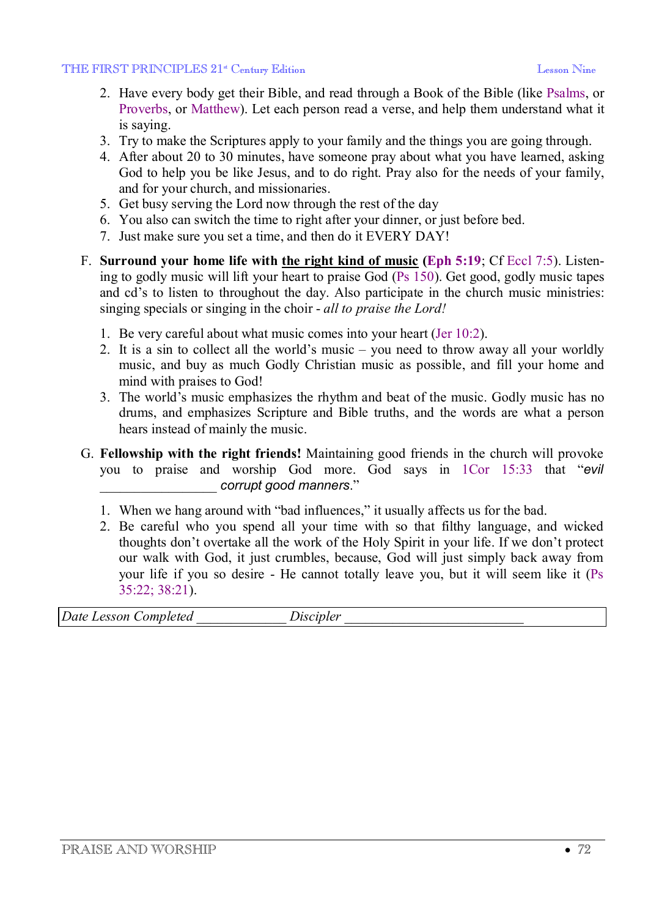2. Have every body get their Bible, and read through a Book of the Bible (like Psalms, or Proverbs, or Matthew). Let each person read a verse, and help them understand what it is saying.
3. Try to make the Scriptures apply to your family and the things you are going through.
4. After about 20 to 30 minutes, have someone pray about what you have learned, asking God to help you be like Jesus, and to do right. Pray also for the needs of your family, and for your church, and missionaries.
5. Get busy serving the Lord now through the rest of the day
6. You also can switch the time to right after your dinner, or just before bed.
7. Just make sure you set a time, and then do it EVERY DAY!

F. **Surround your home life with <u>the right kind of music</u> (Eph 5:19**; Cf Eccl 7:5). Listening to godly music will lift your heart to praise God (Ps 150). Get good, godly music tapes and cd's to listen to throughout the day. Also participate in the church music ministries: singing specials or singing in the choir - *all to praise the Lord!*

1. Be very careful about what music comes into your heart (Jer 10:2).
2. It is a sin to collect all the world's music – you need to throw away all your worldly music, and buy as much Godly Christian music as possible, and fill your home and mind with praises to God!
3. The world's music emphasizes the rhythm and beat of the music. Godly music has no drums, and emphasizes Scripture and Bible truths, and the words are what a person hears instead of mainly the music.

G. **Fellowship with the right friends!** Maintaining good friends in the church will provoke you to praise and worship God more. God says in 1Cor 15:33 that "*evil _________________ corrupt good manners*."

1. When we hang around with "bad influences," it usually affects us for the bad.
2. Be careful who you spend all your time with so that filthy language, and wicked thoughts don't overtake all the work of the Holy Spirit in your life. If we don't protect our walk with God, it just crumbles, because, God will just simply back away from your life if you so desire - He cannot totally leave you, but it will seem like it (Ps 35:22; 38:21).

*Date Lesson Completed* _____________ *Discipler* __________________________